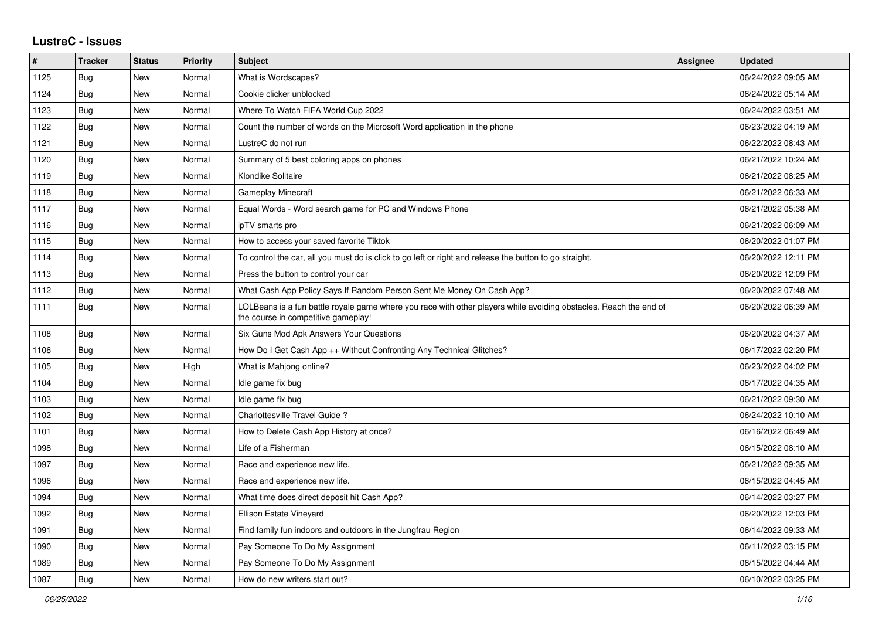# LustreC - Issues

| # | Tracker | Status | Priority | Subject | Assignee | Updated |
|---|---|---|---|---|---|---|
| 1125 | Bug | New | Normal | What is Wordscapes? | | 06/24/2022 09:05 AM |
| 1124 | Bug | New | Normal | Cookie clicker unblocked | | 06/24/2022 05:14 AM |
| 1123 | Bug | New | Normal | Where To Watch FIFA World Cup 2022 | | 06/24/2022 03:51 AM |
| 1122 | Bug | New | Normal | Count the number of words on the Microsoft Word application in the phone | | 06/23/2022 04:19 AM |
| 1121 | Bug | New | Normal | LustreC do not run | | 06/22/2022 08:43 AM |
| 1120 | Bug | New | Normal | Summary of 5 best coloring apps on phones | | 06/21/2022 10:24 AM |
| 1119 | Bug | New | Normal | Klondike Solitaire | | 06/21/2022 08:25 AM |
| 1118 | Bug | New | Normal | Gameplay Minecraft | | 06/21/2022 06:33 AM |
| 1117 | Bug | New | Normal | Equal Words - Word search game for PC and Windows Phone | | 06/21/2022 05:38 AM |
| 1116 | Bug | New | Normal | ipTV smarts pro | | 06/21/2022 06:09 AM |
| 1115 | Bug | New | Normal | How to access your saved favorite Tiktok | | 06/20/2022 01:07 PM |
| 1114 | Bug | New | Normal | To control the car, all you must do is click to go left or right and release the button to go straight. | | 06/20/2022 12:11 PM |
| 1113 | Bug | New | Normal | Press the button to control your car | | 06/20/2022 12:09 PM |
| 1112 | Bug | New | Normal | What Cash App Policy Says If Random Person Sent Me Money On Cash App? | | 06/20/2022 07:48 AM |
| 1111 | Bug | New | Normal | LOLBeans is a fun battle royale game where you race with other players while avoiding obstacles. Reach the end of the course in competitive gameplay! | | 06/20/2022 06:39 AM |
| 1108 | Bug | New | Normal | Six Guns Mod Apk Answers Your Questions | | 06/20/2022 04:37 AM |
| 1106 | Bug | New | Normal | How Do I Get Cash App ++ Without Confronting Any Technical Glitches? | | 06/17/2022 02:20 PM |
| 1105 | Bug | New | High | What is Mahjong online? | | 06/23/2022 04:02 PM |
| 1104 | Bug | New | Normal | Idle game fix bug | | 06/17/2022 04:35 AM |
| 1103 | Bug | New | Normal | Idle game fix bug | | 06/21/2022 09:30 AM |
| 1102 | Bug | New | Normal | Charlottesville Travel Guide ? | | 06/24/2022 10:10 AM |
| 1101 | Bug | New | Normal | How to Delete Cash App History at once? | | 06/16/2022 06:49 AM |
| 1098 | Bug | New | Normal | Life of a Fisherman | | 06/15/2022 08:10 AM |
| 1097 | Bug | New | Normal | Race and experience new life. | | 06/21/2022 09:35 AM |
| 1096 | Bug | New | Normal | Race and experience new life. | | 06/15/2022 04:45 AM |
| 1094 | Bug | New | Normal | What time does direct deposit hit Cash App? | | 06/14/2022 03:27 PM |
| 1092 | Bug | New | Normal | Ellison Estate Vineyard | | 06/20/2022 12:03 PM |
| 1091 | Bug | New | Normal | Find family fun indoors and outdoors in the Jungfrau Region | | 06/14/2022 09:33 AM |
| 1090 | Bug | New | Normal | Pay Someone To Do My Assignment | | 06/11/2022 03:15 PM |
| 1089 | Bug | New | Normal | Pay Someone To Do My Assignment | | 06/15/2022 04:44 AM |
| 1087 | Bug | New | Normal | How do new writers start out? | | 06/10/2022 03:25 PM |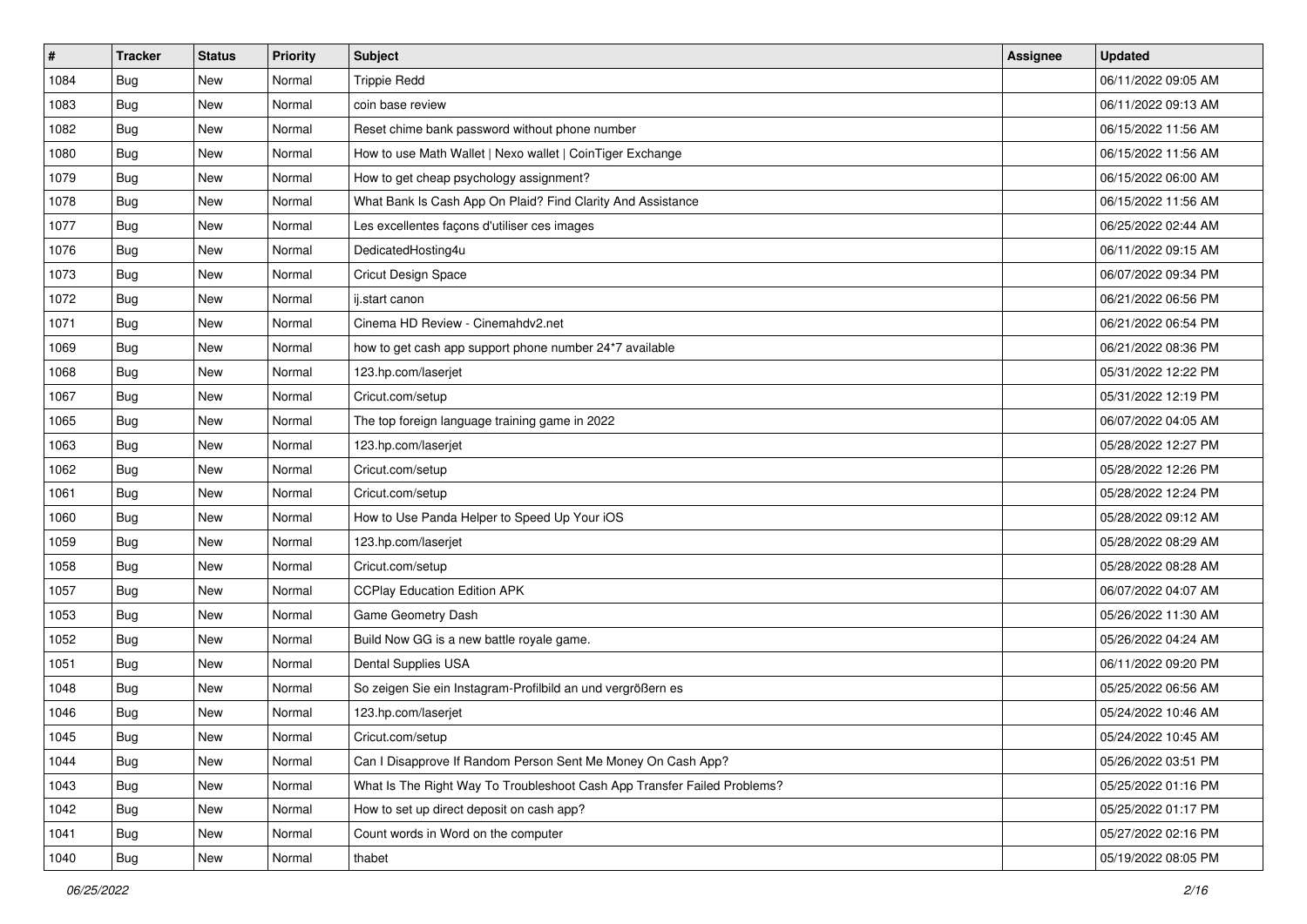| # | Tracker | Status | Priority | Subject | Assignee | Updated |
|---|---|---|---|---|---|---|
| 1084 | Bug | New | Normal | Trippie Redd | | 06/11/2022 09:05 AM |
| 1083 | Bug | New | Normal | coin base review | | 06/11/2022 09:13 AM |
| 1082 | Bug | New | Normal | Reset chime bank password without phone number | | 06/15/2022 11:56 AM |
| 1080 | Bug | New | Normal | How to use Math Wallet \| Nexo wallet \| CoinTiger Exchange | | 06/15/2022 11:56 AM |
| 1079 | Bug | New | Normal | How to get cheap psychology assignment? | | 06/15/2022 06:00 AM |
| 1078 | Bug | New | Normal | What Bank Is Cash App On Plaid? Find Clarity And Assistance | | 06/15/2022 11:56 AM |
| 1077 | Bug | New | Normal | Les excellentes façons d'utiliser ces images | | 06/25/2022 02:44 AM |
| 1076 | Bug | New | Normal | DedicatedHosting4u | | 06/11/2022 09:15 AM |
| 1073 | Bug | New | Normal | Cricut Design Space | | 06/07/2022 09:34 PM |
| 1072 | Bug | New | Normal | ij.start canon | | 06/21/2022 06:56 PM |
| 1071 | Bug | New | Normal | Cinema HD Review - Cinemahdv2.net | | 06/21/2022 06:54 PM |
| 1069 | Bug | New | Normal | how to get cash app support phone number 24*7 available | | 06/21/2022 08:36 PM |
| 1068 | Bug | New | Normal | 123.hp.com/laserjet | | 05/31/2022 12:22 PM |
| 1067 | Bug | New | Normal | Cricut.com/setup | | 05/31/2022 12:19 PM |
| 1065 | Bug | New | Normal | The top foreign language training game in 2022 | | 06/07/2022 04:05 AM |
| 1063 | Bug | New | Normal | 123.hp.com/laserjet | | 05/28/2022 12:27 PM |
| 1062 | Bug | New | Normal | Cricut.com/setup | | 05/28/2022 12:26 PM |
| 1061 | Bug | New | Normal | Cricut.com/setup | | 05/28/2022 12:24 PM |
| 1060 | Bug | New | Normal | How to Use Panda Helper to Speed Up Your iOS | | 05/28/2022 09:12 AM |
| 1059 | Bug | New | Normal | 123.hp.com/laserjet | | 05/28/2022 08:29 AM |
| 1058 | Bug | New | Normal | Cricut.com/setup | | 05/28/2022 08:28 AM |
| 1057 | Bug | New | Normal | CCPlay Education Edition APK | | 06/07/2022 04:07 AM |
| 1053 | Bug | New | Normal | Game Geometry Dash | | 05/26/2022 11:30 AM |
| 1052 | Bug | New | Normal | Build Now GG is a new battle royale game. | | 05/26/2022 04:24 AM |
| 1051 | Bug | New | Normal | Dental Supplies USA | | 06/11/2022 09:20 PM |
| 1048 | Bug | New | Normal | So zeigen Sie ein Instagram-Profilbild an und vergrößern es | | 05/25/2022 06:56 AM |
| 1046 | Bug | New | Normal | 123.hp.com/laserjet | | 05/24/2022 10:46 AM |
| 1045 | Bug | New | Normal | Cricut.com/setup | | 05/24/2022 10:45 AM |
| 1044 | Bug | New | Normal | Can I Disapprove If Random Person Sent Me Money On Cash App? | | 05/26/2022 03:51 PM |
| 1043 | Bug | New | Normal | What Is The Right Way To Troubleshoot Cash App Transfer Failed Problems? | | 05/25/2022 01:16 PM |
| 1042 | Bug | New | Normal | How to set up direct deposit on cash app? | | 05/25/2022 01:17 PM |
| 1041 | Bug | New | Normal | Count words in Word on the computer | | 05/27/2022 02:16 PM |
| 1040 | Bug | New | Normal | thabet | | 05/19/2022 08:05 PM |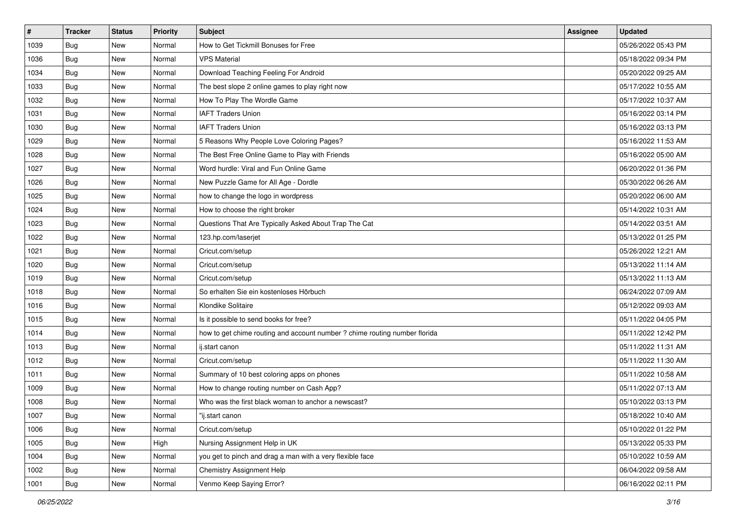| # | Tracker | Status | Priority | Subject | Assignee | Updated |
|---|---|---|---|---|---|---|
| 1039 | Bug | New | Normal | How to Get Tickmill Bonuses for Free | | 05/26/2022 05:43 PM |
| 1036 | Bug | New | Normal | VPS Material | | 05/18/2022 09:34 PM |
| 1034 | Bug | New | Normal | Download Teaching Feeling For Android | | 05/20/2022 09:25 AM |
| 1033 | Bug | New | Normal | The best slope 2 online games to play right now | | 05/17/2022 10:55 AM |
| 1032 | Bug | New | Normal | How To Play The Wordle Game | | 05/17/2022 10:37 AM |
| 1031 | Bug | New | Normal | IAFT Traders Union | | 05/16/2022 03:14 PM |
| 1030 | Bug | New | Normal | IAFT Traders Union | | 05/16/2022 03:13 PM |
| 1029 | Bug | New | Normal | 5 Reasons Why People Love Coloring Pages? | | 05/16/2022 11:53 AM |
| 1028 | Bug | New | Normal | The Best Free Online Game to Play with Friends | | 05/16/2022 05:00 AM |
| 1027 | Bug | New | Normal | Word hurdle: Viral and Fun Online Game | | 06/20/2022 01:36 PM |
| 1026 | Bug | New | Normal | New Puzzle Game for All Age - Dordle | | 05/30/2022 06:26 AM |
| 1025 | Bug | New | Normal | how to change the logo in wordpress | | 05/20/2022 06:00 AM |
| 1024 | Bug | New | Normal | How to choose the right broker | | 05/14/2022 10:31 AM |
| 1023 | Bug | New | Normal | Questions That Are Typically Asked About Trap The Cat | | 05/14/2022 03:51 AM |
| 1022 | Bug | New | Normal | 123.hp.com/laserjet | | 05/13/2022 01:25 PM |
| 1021 | Bug | New | Normal | Cricut.com/setup | | 05/26/2022 12:21 AM |
| 1020 | Bug | New | Normal | Cricut.com/setup | | 05/13/2022 11:14 AM |
| 1019 | Bug | New | Normal | Cricut.com/setup | | 05/13/2022 11:13 AM |
| 1018 | Bug | New | Normal | So erhalten Sie ein kostenloses Hörbuch | | 06/24/2022 07:09 AM |
| 1016 | Bug | New | Normal | Klondike Solitaire | | 05/12/2022 09:03 AM |
| 1015 | Bug | New | Normal | Is it possible to send books for free? | | 05/11/2022 04:05 PM |
| 1014 | Bug | New | Normal | how to get chime routing and account number ? chime routing number florida | | 05/11/2022 12:42 PM |
| 1013 | Bug | New | Normal | ij.start canon | | 05/11/2022 11:31 AM |
| 1012 | Bug | New | Normal | Cricut.com/setup | | 05/11/2022 11:30 AM |
| 1011 | Bug | New | Normal | Summary of 10 best coloring apps on phones | | 05/11/2022 10:58 AM |
| 1009 | Bug | New | Normal | How to change routing number on Cash App? | | 05/11/2022 07:13 AM |
| 1008 | Bug | New | Normal | Who was the first black woman to anchor a newscast? | | 05/10/2022 03:13 PM |
| 1007 | Bug | New | Normal | "ij.start canon | | 05/18/2022 10:40 AM |
| 1006 | Bug | New | Normal | Cricut.com/setup | | 05/10/2022 01:22 PM |
| 1005 | Bug | New | High | Nursing Assignment Help in UK | | 05/13/2022 05:33 PM |
| 1004 | Bug | New | Normal | you get to pinch and drag a man with a very flexible face | | 05/10/2022 10:59 AM |
| 1002 | Bug | New | Normal | Chemistry Assignment Help | | 06/04/2022 09:58 AM |
| 1001 | Bug | New | Normal | Venmo Keep Saying Error? | | 06/16/2022 02:11 PM |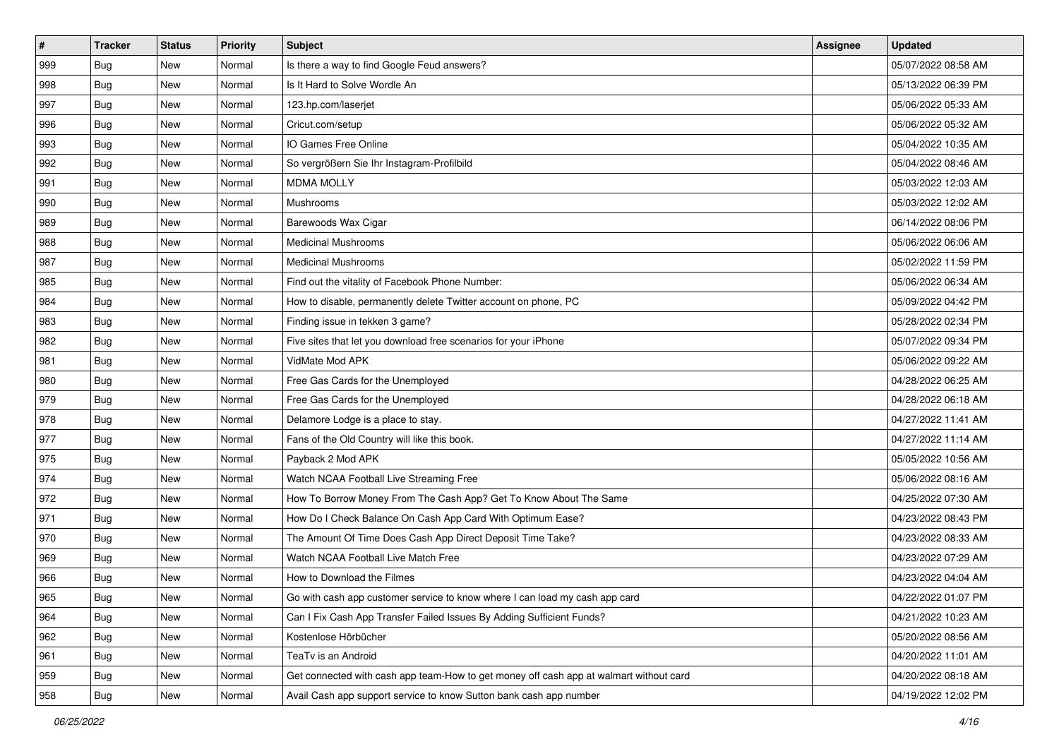| # | Tracker | Status | Priority | Subject | Assignee | Updated |
|---|---|---|---|---|---|---|
| 999 | Bug | New | Normal | Is there a way to find Google Feud answers? | | 05/07/2022 08:58 AM |
| 998 | Bug | New | Normal | Is It Hard to Solve Wordle An | | 05/13/2022 06:39 PM |
| 997 | Bug | New | Normal | 123.hp.com/laserjet | | 05/06/2022 05:33 AM |
| 996 | Bug | New | Normal | Cricut.com/setup | | 05/06/2022 05:32 AM |
| 993 | Bug | New | Normal | IO Games Free Online | | 05/04/2022 10:35 AM |
| 992 | Bug | New | Normal | So vergrößern Sie Ihr Instagram-Profilbild | | 05/04/2022 08:46 AM |
| 991 | Bug | New | Normal | MDMA MOLLY | | 05/03/2022 12:03 AM |
| 990 | Bug | New | Normal | Mushrooms | | 05/03/2022 12:02 AM |
| 989 | Bug | New | Normal | Barewoods Wax Cigar | | 06/14/2022 08:06 PM |
| 988 | Bug | New | Normal | Medicinal Mushrooms | | 05/06/2022 06:06 AM |
| 987 | Bug | New | Normal | Medicinal Mushrooms | | 05/02/2022 11:59 PM |
| 985 | Bug | New | Normal | Find out the vitality of Facebook Phone Number: | | 05/06/2022 06:34 AM |
| 984 | Bug | New | Normal | How to disable, permanently delete Twitter account on phone, PC | | 05/09/2022 04:42 PM |
| 983 | Bug | New | Normal | Finding issue in tekken 3 game? | | 05/28/2022 02:34 PM |
| 982 | Bug | New | Normal | Five sites that let you download free scenarios for your iPhone | | 05/07/2022 09:34 PM |
| 981 | Bug | New | Normal | VidMate Mod APK | | 05/06/2022 09:22 AM |
| 980 | Bug | New | Normal | Free Gas Cards for the Unemployed | | 04/28/2022 06:25 AM |
| 979 | Bug | New | Normal | Free Gas Cards for the Unemployed | | 04/28/2022 06:18 AM |
| 978 | Bug | New | Normal | Delamore Lodge is a place to stay. | | 04/27/2022 11:41 AM |
| 977 | Bug | New | Normal | Fans of the Old Country will like this book. | | 04/27/2022 11:14 AM |
| 975 | Bug | New | Normal | Payback 2 Mod APK | | 05/05/2022 10:56 AM |
| 974 | Bug | New | Normal | Watch NCAA Football Live Streaming Free | | 05/06/2022 08:16 AM |
| 972 | Bug | New | Normal | How To Borrow Money From The Cash App? Get To Know About The Same | | 04/25/2022 07:30 AM |
| 971 | Bug | New | Normal | How Do I Check Balance On Cash App Card With Optimum Ease? | | 04/23/2022 08:43 PM |
| 970 | Bug | New | Normal | The Amount Of Time Does Cash App Direct Deposit Time Take? | | 04/23/2022 08:33 AM |
| 969 | Bug | New | Normal | Watch NCAA Football Live Match Free | | 04/23/2022 07:29 AM |
| 966 | Bug | New | Normal | How to Download the Filmes | | 04/23/2022 04:04 AM |
| 965 | Bug | New | Normal | Go with cash app customer service to know where I can load my cash app card | | 04/22/2022 01:07 PM |
| 964 | Bug | New | Normal | Can I Fix Cash App Transfer Failed Issues By Adding Sufficient Funds? | | 04/21/2022 10:23 AM |
| 962 | Bug | New | Normal | Kostenlose Hörbücher | | 05/20/2022 08:56 AM |
| 961 | Bug | New | Normal | TeaTv is an Android | | 04/20/2022 11:01 AM |
| 959 | Bug | New | Normal | Get connected with cash app team-How to get money off cash app at walmart without card | | 04/20/2022 08:18 AM |
| 958 | Bug | New | Normal | Avail Cash app support service to know Sutton bank cash app number | | 04/19/2022 12:02 PM |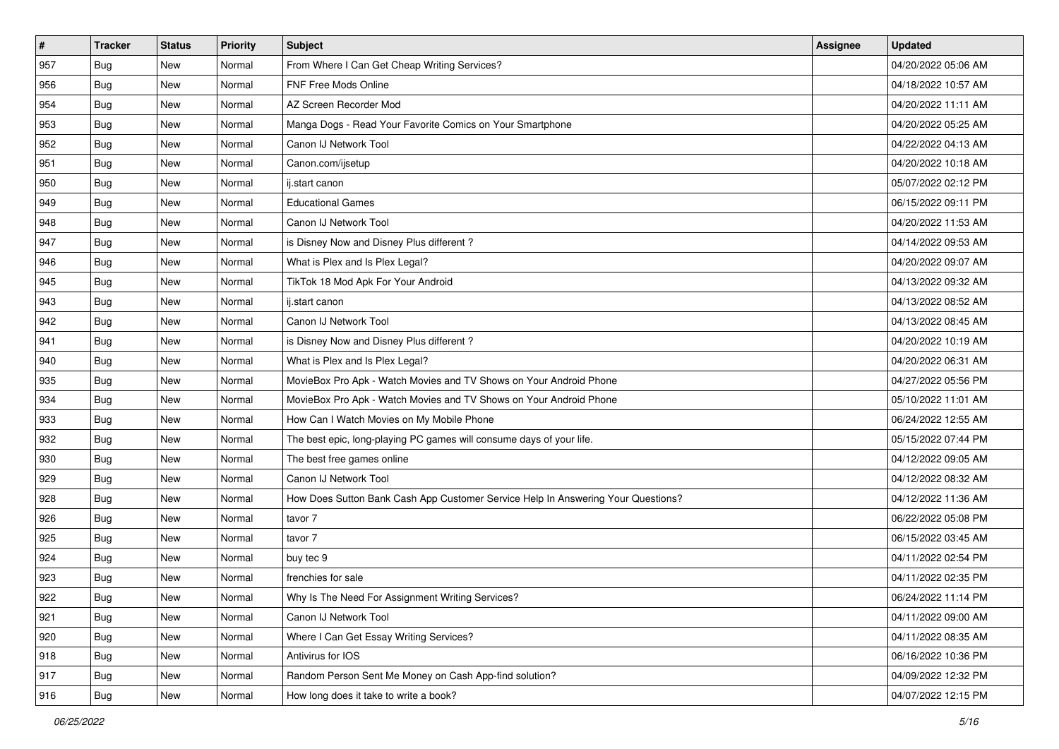| # | Tracker | Status | Priority | Subject | Assignee | Updated |
| --- | --- | --- | --- | --- | --- | --- |
| 957 | Bug | New | Normal | From Where I Can Get Cheap Writing Services? | | 04/20/2022 05:06 AM |
| 956 | Bug | New | Normal | FNF Free Mods Online | | 04/18/2022 10:57 AM |
| 954 | Bug | New | Normal | AZ Screen Recorder Mod | | 04/20/2022 11:11 AM |
| 953 | Bug | New | Normal | Manga Dogs - Read Your Favorite Comics on Your Smartphone | | 04/20/2022 05:25 AM |
| 952 | Bug | New | Normal | Canon IJ Network Tool | | 04/22/2022 04:13 AM |
| 951 | Bug | New | Normal | Canon.com/ijsetup | | 04/20/2022 10:18 AM |
| 950 | Bug | New | Normal | ij.start canon | | 05/07/2022 02:12 PM |
| 949 | Bug | New | Normal | Educational Games | | 06/15/2022 09:11 PM |
| 948 | Bug | New | Normal | Canon IJ Network Tool | | 04/20/2022 11:53 AM |
| 947 | Bug | New | Normal | is Disney Now and Disney Plus different ? | | 04/14/2022 09:53 AM |
| 946 | Bug | New | Normal | What is Plex and Is Plex Legal? | | 04/20/2022 09:07 AM |
| 945 | Bug | New | Normal | TikTok 18 Mod Apk For Your Android | | 04/13/2022 09:32 AM |
| 943 | Bug | New | Normal | ij.start canon | | 04/13/2022 08:52 AM |
| 942 | Bug | New | Normal | Canon IJ Network Tool | | 04/13/2022 08:45 AM |
| 941 | Bug | New | Normal | is Disney Now and Disney Plus different ? | | 04/20/2022 10:19 AM |
| 940 | Bug | New | Normal | What is Plex and Is Plex Legal? | | 04/20/2022 06:31 AM |
| 935 | Bug | New | Normal | MovieBox Pro Apk - Watch Movies and TV Shows on Your Android Phone | | 04/27/2022 05:56 PM |
| 934 | Bug | New | Normal | MovieBox Pro Apk - Watch Movies and TV Shows on Your Android Phone | | 05/10/2022 11:01 AM |
| 933 | Bug | New | Normal | How Can I Watch Movies on My Mobile Phone | | 06/24/2022 12:55 AM |
| 932 | Bug | New | Normal | The best epic, long-playing PC games will consume days of your life. | | 05/15/2022 07:44 PM |
| 930 | Bug | New | Normal | The best free games online | | 04/12/2022 09:05 AM |
| 929 | Bug | New | Normal | Canon IJ Network Tool | | 04/12/2022 08:32 AM |
| 928 | Bug | New | Normal | How Does Sutton Bank Cash App Customer Service Help In Answering Your Questions? | | 04/12/2022 11:36 AM |
| 926 | Bug | New | Normal | tavor 7 | | 06/22/2022 05:08 PM |
| 925 | Bug | New | Normal | tavor 7 | | 06/15/2022 03:45 AM |
| 924 | Bug | New | Normal | buy tec 9 | | 04/11/2022 02:54 PM |
| 923 | Bug | New | Normal | frenchies for sale | | 04/11/2022 02:35 PM |
| 922 | Bug | New | Normal | Why Is The Need For Assignment Writing Services? | | 06/24/2022 11:14 PM |
| 921 | Bug | New | Normal | Canon IJ Network Tool | | 04/11/2022 09:00 AM |
| 920 | Bug | New | Normal | Where I Can Get Essay Writing Services? | | 04/11/2022 08:35 AM |
| 918 | Bug | New | Normal | Antivirus for IOS | | 06/16/2022 10:36 PM |
| 917 | Bug | New | Normal | Random Person Sent Me Money on Cash App-find solution? | | 04/09/2022 12:32 PM |
| 916 | Bug | New | Normal | How long does it take to write a book? | | 04/07/2022 12:15 PM |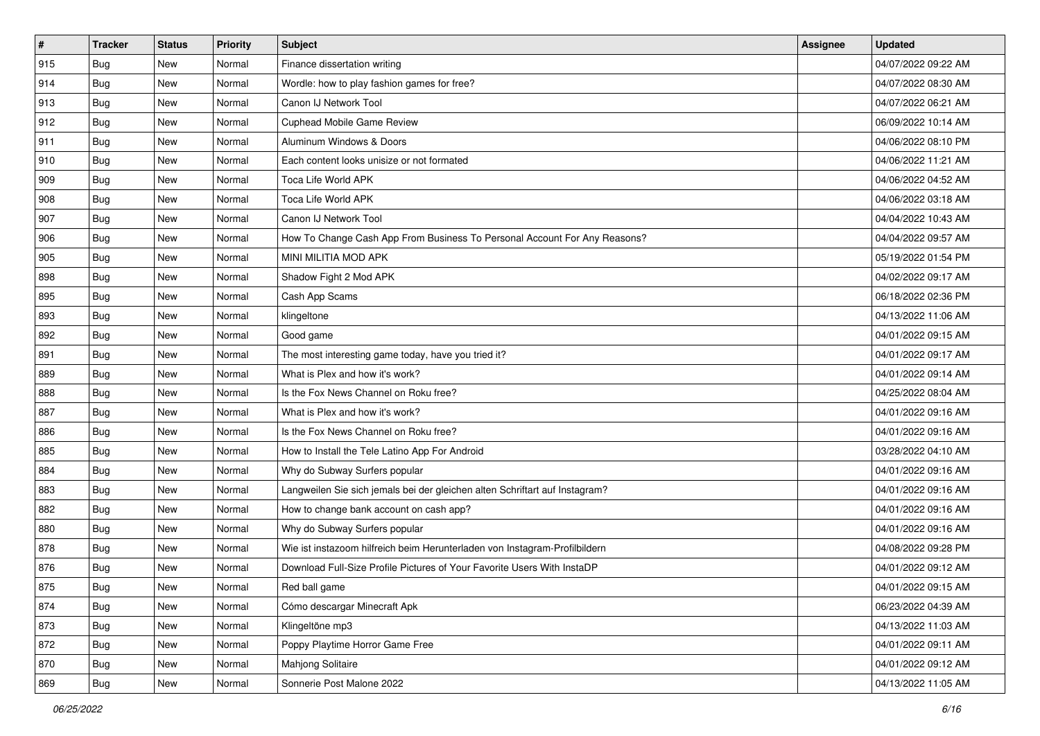| # | Tracker | Status | Priority | Subject | Assignee | Updated |
|---|---|---|---|---|---|---|
| 915 | Bug | New | Normal | Finance dissertation writing | | 04/07/2022 09:22 AM |
| 914 | Bug | New | Normal | Wordle: how to play fashion games for free? | | 04/07/2022 08:30 AM |
| 913 | Bug | New | Normal | Canon IJ Network Tool | | 04/07/2022 06:21 AM |
| 912 | Bug | New | Normal | Cuphead Mobile Game Review | | 06/09/2022 10:14 AM |
| 911 | Bug | New | Normal | Aluminum Windows & Doors | | 04/06/2022 08:10 PM |
| 910 | Bug | New | Normal | Each content looks unisize or not formated | | 04/06/2022 11:21 AM |
| 909 | Bug | New | Normal | Toca Life World APK | | 04/06/2022 04:52 AM |
| 908 | Bug | New | Normal | Toca Life World APK | | 04/06/2022 03:18 AM |
| 907 | Bug | New | Normal | Canon IJ Network Tool | | 04/04/2022 10:43 AM |
| 906 | Bug | New | Normal | How To Change Cash App From Business To Personal Account For Any Reasons? | | 04/04/2022 09:57 AM |
| 905 | Bug | New | Normal | MINI MILITIA MOD APK | | 05/19/2022 01:54 PM |
| 898 | Bug | New | Normal | Shadow Fight 2 Mod APK | | 04/02/2022 09:17 AM |
| 895 | Bug | New | Normal | Cash App Scams | | 06/18/2022 02:36 PM |
| 893 | Bug | New | Normal | klingeltone | | 04/13/2022 11:06 AM |
| 892 | Bug | New | Normal | Good game | | 04/01/2022 09:15 AM |
| 891 | Bug | New | Normal | The most interesting game today, have you tried it? | | 04/01/2022 09:17 AM |
| 889 | Bug | New | Normal | What is Plex and how it's work? | | 04/01/2022 09:14 AM |
| 888 | Bug | New | Normal | Is the Fox News Channel on Roku free? | | 04/25/2022 08:04 AM |
| 887 | Bug | New | Normal | What is Plex and how it's work? | | 04/01/2022 09:16 AM |
| 886 | Bug | New | Normal | Is the Fox News Channel on Roku free? | | 04/01/2022 09:16 AM |
| 885 | Bug | New | Normal | How to Install the Tele Latino App For Android | | 03/28/2022 04:10 AM |
| 884 | Bug | New | Normal | Why do Subway Surfers popular | | 04/01/2022 09:16 AM |
| 883 | Bug | New | Normal | Langweilen Sie sich jemals bei der gleichen alten Schriftart auf Instagram? | | 04/01/2022 09:16 AM |
| 882 | Bug | New | Normal | How to change bank account on cash app? | | 04/01/2022 09:16 AM |
| 880 | Bug | New | Normal | Why do Subway Surfers popular | | 04/01/2022 09:16 AM |
| 878 | Bug | New | Normal | Wie ist instazoom hilfreich beim Herunterladen von Instagram-Profilbildern | | 04/08/2022 09:28 PM |
| 876 | Bug | New | Normal | Download Full-Size Profile Pictures of Your Favorite Users With InstaDP | | 04/01/2022 09:12 AM |
| 875 | Bug | New | Normal | Red ball game | | 04/01/2022 09:15 AM |
| 874 | Bug | New | Normal | Cómo descargar Minecraft Apk | | 06/23/2022 04:39 AM |
| 873 | Bug | New | Normal | Klingeltöne mp3 | | 04/13/2022 11:03 AM |
| 872 | Bug | New | Normal | Poppy Playtime Horror Game Free | | 04/01/2022 09:11 AM |
| 870 | Bug | New | Normal | Mahjong Solitaire | | 04/01/2022 09:12 AM |
| 869 | Bug | New | Normal | Sonnerie Post Malone 2022 | | 04/13/2022 11:05 AM |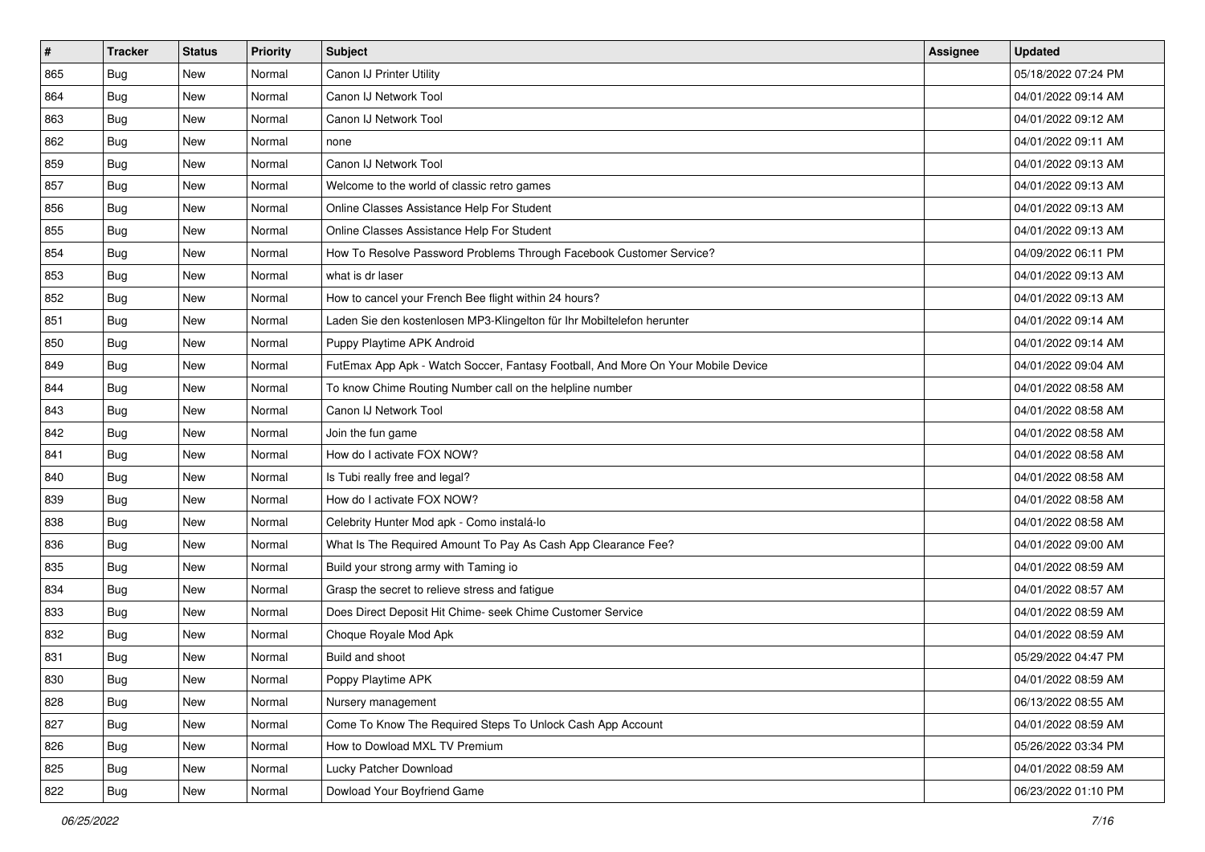| # | Tracker | Status | Priority | Subject | Assignee | Updated |
|---|---|---|---|---|---|---|
| 865 | Bug | New | Normal | Canon IJ Printer Utility | | 05/18/2022 07:24 PM |
| 864 | Bug | New | Normal | Canon IJ Network Tool | | 04/01/2022 09:14 AM |
| 863 | Bug | New | Normal | Canon IJ Network Tool | | 04/01/2022 09:12 AM |
| 862 | Bug | New | Normal | none | | 04/01/2022 09:11 AM |
| 859 | Bug | New | Normal | Canon IJ Network Tool | | 04/01/2022 09:13 AM |
| 857 | Bug | New | Normal | Welcome to the world of classic retro games | | 04/01/2022 09:13 AM |
| 856 | Bug | New | Normal | Online Classes Assistance Help For Student | | 04/01/2022 09:13 AM |
| 855 | Bug | New | Normal | Online Classes Assistance Help For Student | | 04/01/2022 09:13 AM |
| 854 | Bug | New | Normal | How To Resolve Password Problems Through Facebook Customer Service? | | 04/09/2022 06:11 PM |
| 853 | Bug | New | Normal | what is dr laser | | 04/01/2022 09:13 AM |
| 852 | Bug | New | Normal | How to cancel your French Bee flight within 24 hours? | | 04/01/2022 09:13 AM |
| 851 | Bug | New | Normal | Laden Sie den kostenlosen MP3-Klingelton für Ihr Mobiltelefon herunter | | 04/01/2022 09:14 AM |
| 850 | Bug | New | Normal | Puppy Playtime APK Android | | 04/01/2022 09:14 AM |
| 849 | Bug | New | Normal | FutEmax App Apk - Watch Soccer, Fantasy Football, And More On Your Mobile Device | | 04/01/2022 09:04 AM |
| 844 | Bug | New | Normal | To know Chime Routing Number call on the helpline number | | 04/01/2022 08:58 AM |
| 843 | Bug | New | Normal | Canon IJ Network Tool | | 04/01/2022 08:58 AM |
| 842 | Bug | New | Normal | Join the fun game | | 04/01/2022 08:58 AM |
| 841 | Bug | New | Normal | How do I activate FOX NOW? | | 04/01/2022 08:58 AM |
| 840 | Bug | New | Normal | Is Tubi really free and legal? | | 04/01/2022 08:58 AM |
| 839 | Bug | New | Normal | How do I activate FOX NOW? | | 04/01/2022 08:58 AM |
| 838 | Bug | New | Normal | Celebrity Hunter Mod apk - Como instalá-lo | | 04/01/2022 08:58 AM |
| 836 | Bug | New | Normal | What Is The Required Amount To Pay As Cash App Clearance Fee? | | 04/01/2022 09:00 AM |
| 835 | Bug | New | Normal | Build your strong army with Taming io | | 04/01/2022 08:59 AM |
| 834 | Bug | New | Normal | Grasp the secret to relieve stress and fatigue | | 04/01/2022 08:57 AM |
| 833 | Bug | New | Normal | Does Direct Deposit Hit Chime- seek Chime Customer Service | | 04/01/2022 08:59 AM |
| 832 | Bug | New | Normal | Choque Royale Mod Apk | | 04/01/2022 08:59 AM |
| 831 | Bug | New | Normal | Build and shoot | | 05/29/2022 04:47 PM |
| 830 | Bug | New | Normal | Poppy Playtime APK | | 04/01/2022 08:59 AM |
| 828 | Bug | New | Normal | Nursery management | | 06/13/2022 08:55 AM |
| 827 | Bug | New | Normal | Come To Know The Required Steps To Unlock Cash App Account | | 04/01/2022 08:59 AM |
| 826 | Bug | New | Normal | How to Dowload MXL TV Premium | | 05/26/2022 03:34 PM |
| 825 | Bug | New | Normal | Lucky Patcher Download | | 04/01/2022 08:59 AM |
| 822 | Bug | New | Normal | Dowload Your Boyfriend Game | | 06/23/2022 01:10 PM |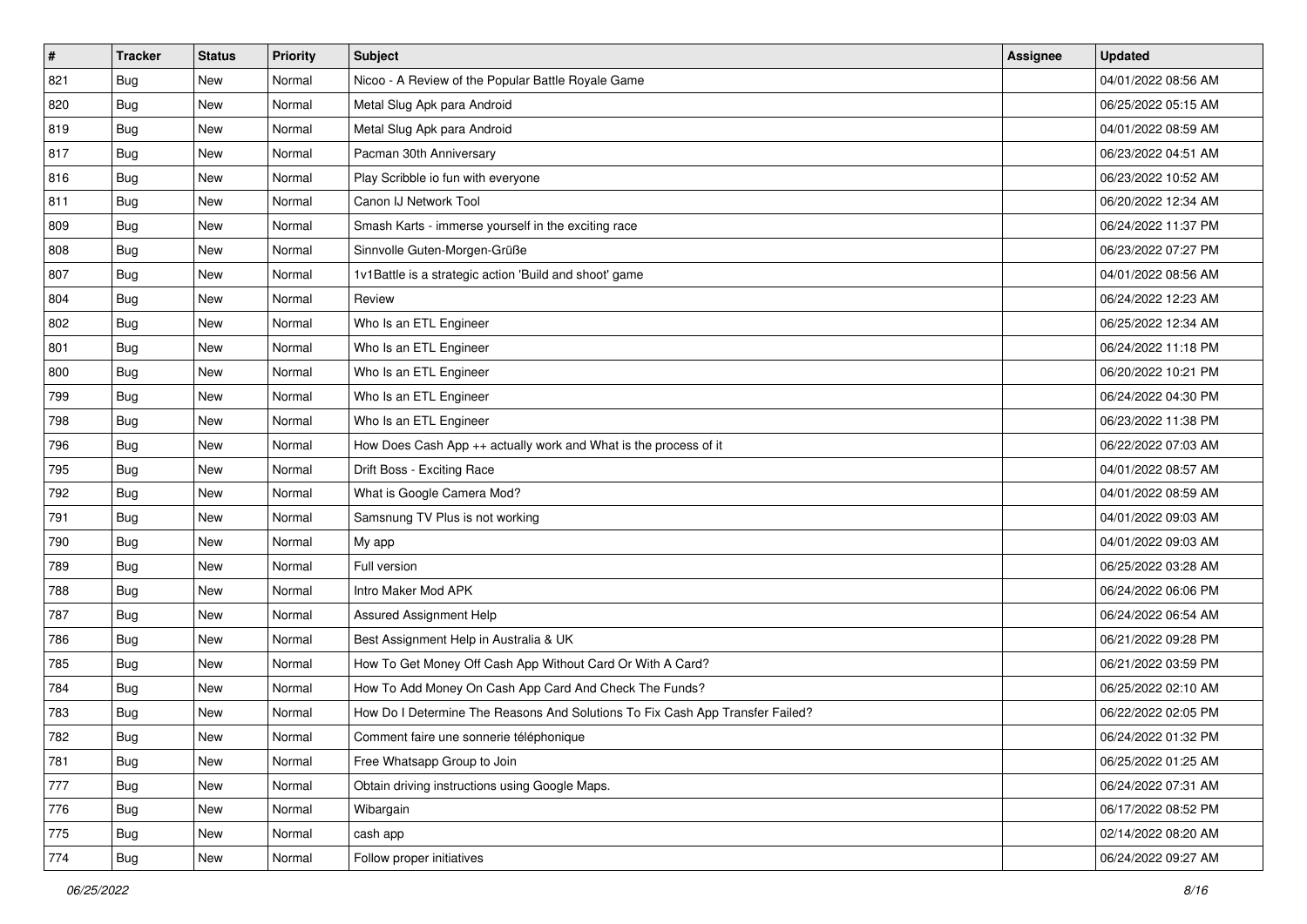| # | Tracker | Status | Priority | Subject | Assignee | Updated |
|---|---|---|---|---|---|---|
| 821 | Bug | New | Normal | Nicoo - A Review of the Popular Battle Royale Game | | 04/01/2022 08:56 AM |
| 820 | Bug | New | Normal | Metal Slug Apk para Android | | 06/25/2022 05:15 AM |
| 819 | Bug | New | Normal | Metal Slug Apk para Android | | 04/01/2022 08:59 AM |
| 817 | Bug | New | Normal | Pacman 30th Anniversary | | 06/23/2022 04:51 AM |
| 816 | Bug | New | Normal | Play Scribble io fun with everyone | | 06/23/2022 10:52 AM |
| 811 | Bug | New | Normal | Canon IJ Network Tool | | 06/20/2022 12:34 AM |
| 809 | Bug | New | Normal | Smash Karts - immerse yourself in the exciting race | | 06/24/2022 11:37 PM |
| 808 | Bug | New | Normal | Sinnvolle Guten-Morgen-Grüße | | 06/23/2022 07:27 PM |
| 807 | Bug | New | Normal | 1v1Battle is a strategic action 'Build and shoot' game | | 04/01/2022 08:56 AM |
| 804 | Bug | New | Normal | Review | | 06/24/2022 12:23 AM |
| 802 | Bug | New | Normal | Who Is an ETL Engineer | | 06/25/2022 12:34 AM |
| 801 | Bug | New | Normal | Who Is an ETL Engineer | | 06/24/2022 11:18 PM |
| 800 | Bug | New | Normal | Who Is an ETL Engineer | | 06/20/2022 10:21 PM |
| 799 | Bug | New | Normal | Who Is an ETL Engineer | | 06/24/2022 04:30 PM |
| 798 | Bug | New | Normal | Who Is an ETL Engineer | | 06/23/2022 11:38 PM |
| 796 | Bug | New | Normal | How Does Cash App ++ actually work and What is the process of it | | 06/22/2022 07:03 AM |
| 795 | Bug | New | Normal | Drift Boss - Exciting Race | | 04/01/2022 08:57 AM |
| 792 | Bug | New | Normal | What is Google Camera Mod? | | 04/01/2022 08:59 AM |
| 791 | Bug | New | Normal | Samsnung TV Plus is not working | | 04/01/2022 09:03 AM |
| 790 | Bug | New | Normal | My app | | 04/01/2022 09:03 AM |
| 789 | Bug | New | Normal | Full version | | 06/25/2022 03:28 AM |
| 788 | Bug | New | Normal | Intro Maker Mod APK | | 06/24/2022 06:06 PM |
| 787 | Bug | New | Normal | Assured Assignment Help | | 06/24/2022 06:54 AM |
| 786 | Bug | New | Normal | Best Assignment Help in Australia & UK | | 06/21/2022 09:28 PM |
| 785 | Bug | New | Normal | How To Get Money Off Cash App Without Card Or With A Card? | | 06/21/2022 03:59 PM |
| 784 | Bug | New | Normal | How To Add Money On Cash App Card And Check The Funds? | | 06/25/2022 02:10 AM |
| 783 | Bug | New | Normal | How Do I Determine The Reasons And Solutions To Fix Cash App Transfer Failed? | | 06/22/2022 02:05 PM |
| 782 | Bug | New | Normal | Comment faire une sonnerie téléphonique | | 06/24/2022 01:32 PM |
| 781 | Bug | New | Normal | Free Whatsapp Group to Join | | 06/25/2022 01:25 AM |
| 777 | Bug | New | Normal | Obtain driving instructions using Google Maps. | | 06/24/2022 07:31 AM |
| 776 | Bug | New | Normal | Wibargain | | 06/17/2022 08:52 PM |
| 775 | Bug | New | Normal | cash app | | 02/14/2022 08:20 AM |
| 774 | Bug | New | Normal | Follow proper initiatives | | 06/24/2022 09:27 AM |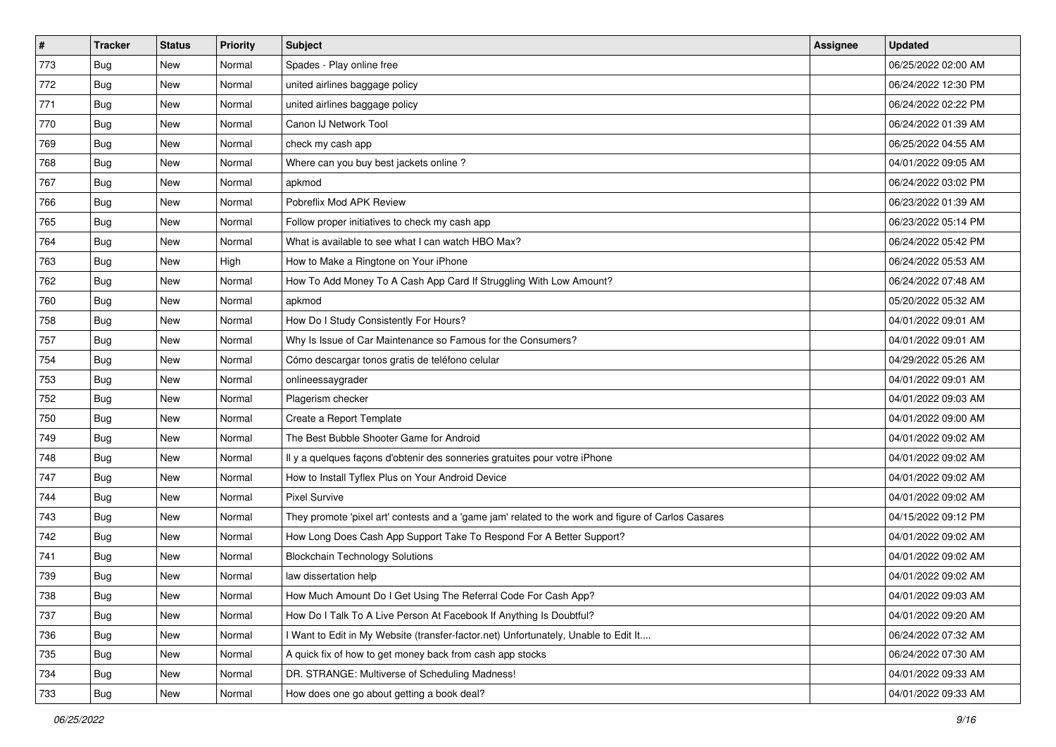| # | Tracker | Status | Priority | Subject | Assignee | Updated |
|---|---|---|---|---|---|---|
| 773 | Bug | New | Normal | Spades - Play online free | | 06/25/2022 02:00 AM |
| 772 | Bug | New | Normal | united airlines baggage policy | | 06/24/2022 12:30 PM |
| 771 | Bug | New | Normal | united airlines baggage policy | | 06/24/2022 02:22 PM |
| 770 | Bug | New | Normal | Canon IJ Network Tool | | 06/24/2022 01:39 AM |
| 769 | Bug | New | Normal | check my cash app | | 06/25/2022 04:55 AM |
| 768 | Bug | New | Normal | Where can you buy best jackets online ? | | 04/01/2022 09:05 AM |
| 767 | Bug | New | Normal | apkmod | | 06/24/2022 03:02 PM |
| 766 | Bug | New | Normal | Pobreflix Mod APK Review | | 06/23/2022 01:39 AM |
| 765 | Bug | New | Normal | Follow proper initiatives to check my cash app | | 06/23/2022 05:14 PM |
| 764 | Bug | New | Normal | What is available to see what I can watch HBO Max? | | 06/24/2022 05:42 PM |
| 763 | Bug | New | High | How to Make a Ringtone on Your iPhone | | 06/24/2022 05:53 AM |
| 762 | Bug | New | Normal | How To Add Money To A Cash App Card If Struggling With Low Amount? | | 06/24/2022 07:48 AM |
| 760 | Bug | New | Normal | apkmod | | 05/20/2022 05:32 AM |
| 758 | Bug | New | Normal | How Do I Study Consistently For Hours? | | 04/01/2022 09:01 AM |
| 757 | Bug | New | Normal | Why Is Issue of Car Maintenance so Famous for the Consumers? | | 04/01/2022 09:01 AM |
| 754 | Bug | New | Normal | Cómo descargar tonos gratis de teléfono celular | | 04/29/2022 05:26 AM |
| 753 | Bug | New | Normal | onlineessaygrader | | 04/01/2022 09:01 AM |
| 752 | Bug | New | Normal | Plagerism checker | | 04/01/2022 09:03 AM |
| 750 | Bug | New | Normal | Create a Report Template | | 04/01/2022 09:00 AM |
| 749 | Bug | New | Normal | The Best Bubble Shooter Game for Android | | 04/01/2022 09:02 AM |
| 748 | Bug | New | Normal | Il y a quelques façons d'obtenir des sonneries gratuites pour votre iPhone | | 04/01/2022 09:02 AM |
| 747 | Bug | New | Normal | How to Install Tyflex Plus on Your Android Device | | 04/01/2022 09:02 AM |
| 744 | Bug | New | Normal | Pixel Survive | | 04/01/2022 09:02 AM |
| 743 | Bug | New | Normal | They promote 'pixel art' contests and a 'game jam' related to the work and figure of Carlos Casares | | 04/15/2022 09:12 PM |
| 742 | Bug | New | Normal | How Long Does Cash App Support Take To Respond For A Better Support? | | 04/01/2022 09:02 AM |
| 741 | Bug | New | Normal | Blockchain Technology Solutions | | 04/01/2022 09:02 AM |
| 739 | Bug | New | Normal | law dissertation help | | 04/01/2022 09:02 AM |
| 738 | Bug | New | Normal | How Much Amount Do I Get Using The Referral Code For Cash App? | | 04/01/2022 09:03 AM |
| 737 | Bug | New | Normal | How Do I Talk To A Live Person At Facebook If Anything Is Doubtful? | | 04/01/2022 09:20 AM |
| 736 | Bug | New | Normal | I Want to Edit in My Website (transfer-factor.net) Unfortunately, Unable to Edit It.... | | 06/24/2022 07:32 AM |
| 735 | Bug | New | Normal | A quick fix of how to get money back from cash app stocks | | 06/24/2022 07:30 AM |
| 734 | Bug | New | Normal | DR. STRANGE: Multiverse of Scheduling Madness! | | 04/01/2022 09:33 AM |
| 733 | Bug | New | Normal | How does one go about getting a book deal? | | 04/01/2022 09:33 AM |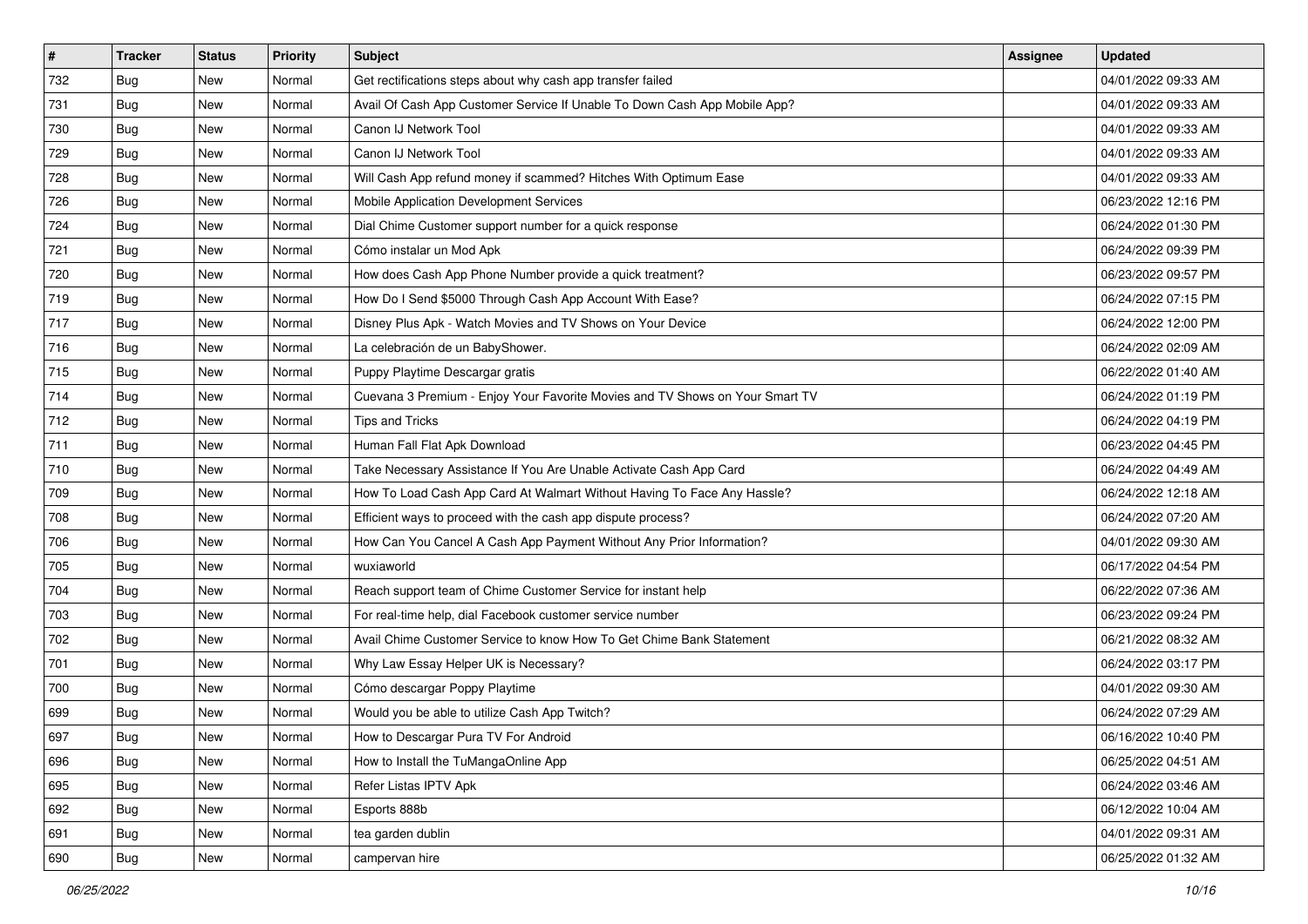| # | Tracker | Status | Priority | Subject | Assignee | Updated |
|---|---|---|---|---|---|---|
| 732 | Bug | New | Normal | Get rectifications steps about why cash app transfer failed | | 04/01/2022 09:33 AM |
| 731 | Bug | New | Normal | Avail Of Cash App Customer Service If Unable To Down Cash App Mobile App? | | 04/01/2022 09:33 AM |
| 730 | Bug | New | Normal | Canon IJ Network Tool | | 04/01/2022 09:33 AM |
| 729 | Bug | New | Normal | Canon IJ Network Tool | | 04/01/2022 09:33 AM |
| 728 | Bug | New | Normal | Will Cash App refund money if scammed? Hitches With Optimum Ease | | 04/01/2022 09:33 AM |
| 726 | Bug | New | Normal | Mobile Application Development Services | | 06/23/2022 12:16 PM |
| 724 | Bug | New | Normal | Dial Chime Customer support number for a quick response | | 06/24/2022 01:30 PM |
| 721 | Bug | New | Normal | Cómo instalar un Mod Apk | | 06/24/2022 09:39 PM |
| 720 | Bug | New | Normal | How does Cash App Phone Number provide a quick treatment? | | 06/23/2022 09:57 PM |
| 719 | Bug | New | Normal | How Do I Send $5000 Through Cash App Account With Ease? | | 06/24/2022 07:15 PM |
| 717 | Bug | New | Normal | Disney Plus Apk - Watch Movies and TV Shows on Your Device | | 06/24/2022 12:00 PM |
| 716 | Bug | New | Normal | La celebración de un BabyShower. | | 06/24/2022 02:09 AM |
| 715 | Bug | New | Normal | Puppy Playtime Descargar gratis | | 06/22/2022 01:40 AM |
| 714 | Bug | New | Normal | Cuevana 3 Premium - Enjoy Your Favorite Movies and TV Shows on Your Smart TV | | 06/24/2022 01:19 PM |
| 712 | Bug | New | Normal | Tips and Tricks | | 06/24/2022 04:19 PM |
| 711 | Bug | New | Normal | Human Fall Flat Apk Download | | 06/23/2022 04:45 PM |
| 710 | Bug | New | Normal | Take Necessary Assistance If You Are Unable Activate Cash App Card | | 06/24/2022 04:49 AM |
| 709 | Bug | New | Normal | How To Load Cash App Card At Walmart Without Having To Face Any Hassle? | | 06/24/2022 12:18 AM |
| 708 | Bug | New | Normal | Efficient ways to proceed with the cash app dispute process? | | 06/24/2022 07:20 AM |
| 706 | Bug | New | Normal | How Can You Cancel A Cash App Payment Without Any Prior Information? | | 04/01/2022 09:30 AM |
| 705 | Bug | New | Normal | wuxiaworld | | 06/17/2022 04:54 PM |
| 704 | Bug | New | Normal | Reach support team of Chime Customer Service for instant help | | 06/22/2022 07:36 AM |
| 703 | Bug | New | Normal | For real-time help, dial Facebook customer service number | | 06/23/2022 09:24 PM |
| 702 | Bug | New | Normal | Avail Chime Customer Service to know How To Get Chime Bank Statement | | 06/21/2022 08:32 AM |
| 701 | Bug | New | Normal | Why Law Essay Helper UK is Necessary? | | 06/24/2022 03:17 PM |
| 700 | Bug | New | Normal | Cómo descargar Poppy Playtime | | 04/01/2022 09:30 AM |
| 699 | Bug | New | Normal | Would you be able to utilize Cash App Twitch? | | 06/24/2022 07:29 AM |
| 697 | Bug | New | Normal | How to Descargar Pura TV For Android | | 06/16/2022 10:40 PM |
| 696 | Bug | New | Normal | How to Install the TuMangaOnline App | | 06/25/2022 04:51 AM |
| 695 | Bug | New | Normal | Refer Listas IPTV Apk | | 06/24/2022 03:46 AM |
| 692 | Bug | New | Normal | Esports 888b | | 06/12/2022 10:04 AM |
| 691 | Bug | New | Normal | tea garden dublin | | 04/01/2022 09:31 AM |
| 690 | Bug | New | Normal | campervan hire | | 06/25/2022 01:32 AM |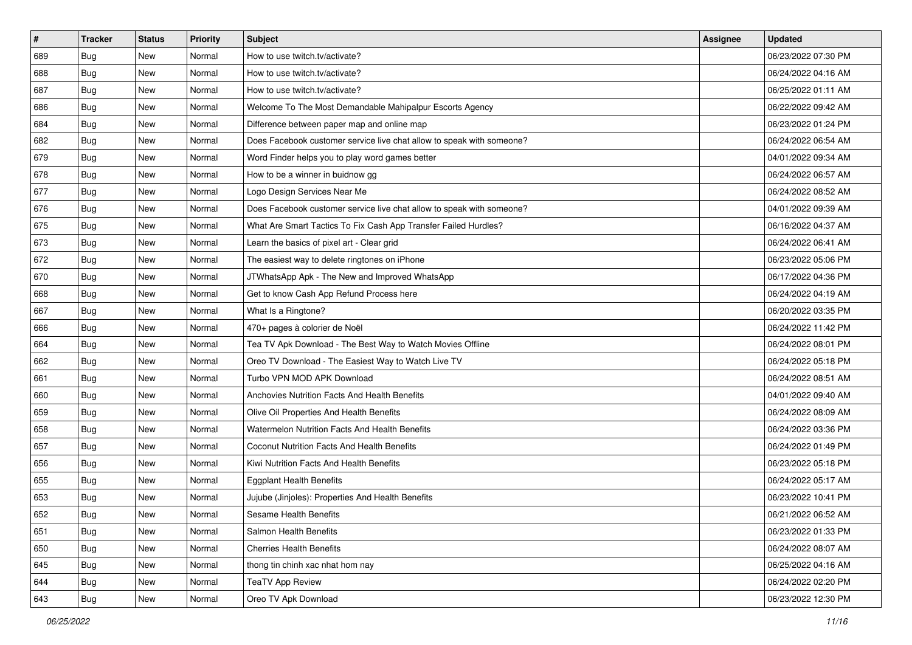| # | Tracker | Status | Priority | Subject | Assignee | Updated |
|---|---|---|---|---|---|---|
| 689 | Bug | New | Normal | How to use twitch.tv/activate? | | 06/23/2022 07:30 PM |
| 688 | Bug | New | Normal | How to use twitch.tv/activate? | | 06/24/2022 04:16 AM |
| 687 | Bug | New | Normal | How to use twitch.tv/activate? | | 06/25/2022 01:11 AM |
| 686 | Bug | New | Normal | Welcome To The Most Demandable Mahipalpur Escorts Agency | | 06/22/2022 09:42 AM |
| 684 | Bug | New | Normal | Difference between paper map and online map | | 06/23/2022 01:24 PM |
| 682 | Bug | New | Normal | Does Facebook customer service live chat allow to speak with someone? | | 06/24/2022 06:54 AM |
| 679 | Bug | New | Normal | Word Finder helps you to play word games better | | 04/01/2022 09:34 AM |
| 678 | Bug | New | Normal | How to be a winner in buidnow gg | | 06/24/2022 06:57 AM |
| 677 | Bug | New | Normal | Logo Design Services Near Me | | 06/24/2022 08:52 AM |
| 676 | Bug | New | Normal | Does Facebook customer service live chat allow to speak with someone? | | 04/01/2022 09:39 AM |
| 675 | Bug | New | Normal | What Are Smart Tactics To Fix Cash App Transfer Failed Hurdles? | | 06/16/2022 04:37 AM |
| 673 | Bug | New | Normal | Learn the basics of pixel art - Clear grid | | 06/24/2022 06:41 AM |
| 672 | Bug | New | Normal | The easiest way to delete ringtones on iPhone | | 06/23/2022 05:06 PM |
| 670 | Bug | New | Normal | JTWhatsApp Apk - The New and Improved WhatsApp | | 06/17/2022 04:36 PM |
| 668 | Bug | New | Normal | Get to know Cash App Refund Process here | | 06/24/2022 04:19 AM |
| 667 | Bug | New | Normal | What Is a Ringtone? | | 06/20/2022 03:35 PM |
| 666 | Bug | New | Normal | 470+ pages à colorier de Noël | | 06/24/2022 11:42 PM |
| 664 | Bug | New | Normal | Tea TV Apk Download - The Best Way to Watch Movies Offline | | 06/24/2022 08:01 PM |
| 662 | Bug | New | Normal | Oreo TV Download - The Easiest Way to Watch Live TV | | 06/24/2022 05:18 PM |
| 661 | Bug | New | Normal | Turbo VPN MOD APK Download | | 06/24/2022 08:51 AM |
| 660 | Bug | New | Normal | Anchovies Nutrition Facts And Health Benefits | | 04/01/2022 09:40 AM |
| 659 | Bug | New | Normal | Olive Oil Properties And Health Benefits | | 06/24/2022 08:09 AM |
| 658 | Bug | New | Normal | Watermelon Nutrition Facts And Health Benefits | | 06/24/2022 03:36 PM |
| 657 | Bug | New | Normal | Coconut Nutrition Facts And Health Benefits | | 06/24/2022 01:49 PM |
| 656 | Bug | New | Normal | Kiwi Nutrition Facts And Health Benefits | | 06/23/2022 05:18 PM |
| 655 | Bug | New | Normal | Eggplant Health Benefits | | 06/24/2022 05:17 AM |
| 653 | Bug | New | Normal | Jujube (Jinjoles): Properties And Health Benefits | | 06/23/2022 10:41 PM |
| 652 | Bug | New | Normal | Sesame Health Benefits | | 06/21/2022 06:52 AM |
| 651 | Bug | New | Normal | Salmon Health Benefits | | 06/23/2022 01:33 PM |
| 650 | Bug | New | Normal | Cherries Health Benefits | | 06/24/2022 08:07 AM |
| 645 | Bug | New | Normal | thong tin chinh xac nhat hom nay | | 06/25/2022 04:16 AM |
| 644 | Bug | New | Normal | TeaTV App Review | | 06/24/2022 02:20 PM |
| 643 | Bug | New | Normal | Oreo TV Apk Download | | 06/23/2022 12:30 PM |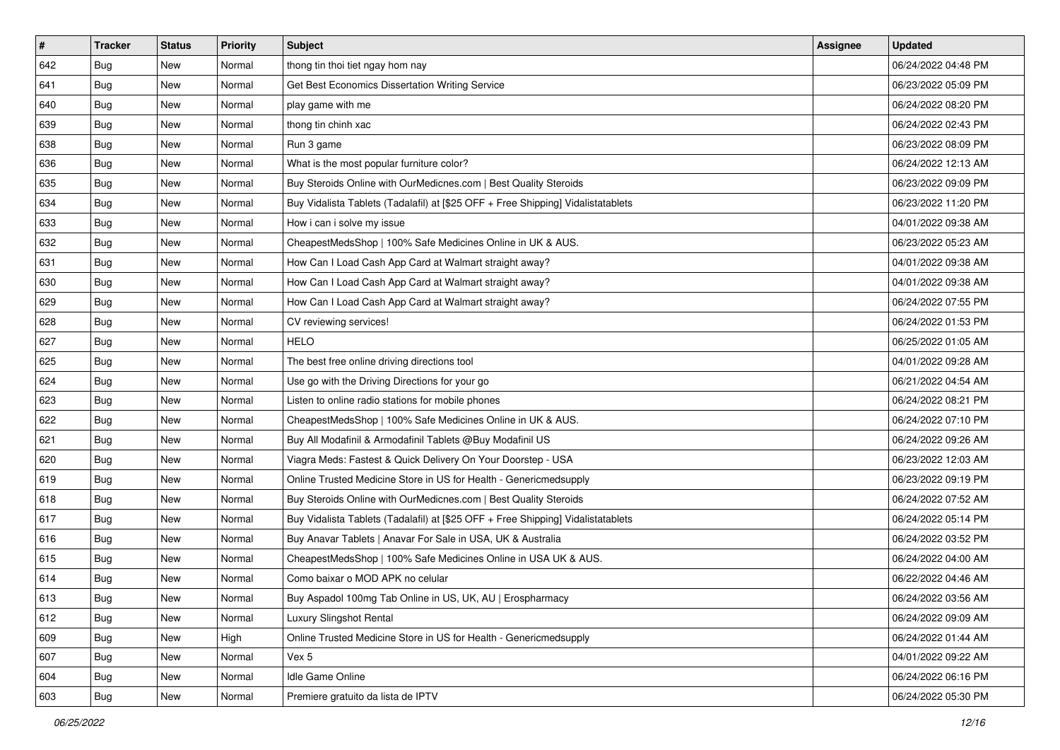| # | Tracker | Status | Priority | Subject | Assignee | Updated |
|---|---|---|---|---|---|---|
| 642 | Bug | New | Normal | thong tin thoi tiet ngay hom nay | | 06/24/2022 04:48 PM |
| 641 | Bug | New | Normal | Get Best Economics Dissertation Writing Service | | 06/23/2022 05:09 PM |
| 640 | Bug | New | Normal | play game with me | | 06/24/2022 08:20 PM |
| 639 | Bug | New | Normal | thong tin chinh xac | | 06/24/2022 02:43 PM |
| 638 | Bug | New | Normal | Run 3 game | | 06/23/2022 08:09 PM |
| 636 | Bug | New | Normal | What is the most popular furniture color? | | 06/24/2022 12:13 AM |
| 635 | Bug | New | Normal | Buy Steroids Online with OurMedicnes.com \| Best Quality Steroids | | 06/23/2022 09:09 PM |
| 634 | Bug | New | Normal | Buy Vidalista Tablets (Tadalafil) at [$25 OFF + Free Shipping] Vidalistatablets | | 06/23/2022 11:20 PM |
| 633 | Bug | New | Normal | How i can i solve my issue | | 04/01/2022 09:38 AM |
| 632 | Bug | New | Normal | CheapestMedsShop \| 100% Safe Medicines Online in UK & AUS. | | 06/23/2022 05:23 AM |
| 631 | Bug | New | Normal | How Can I Load Cash App Card at Walmart straight away? | | 04/01/2022 09:38 AM |
| 630 | Bug | New | Normal | How Can I Load Cash App Card at Walmart straight away? | | 04/01/2022 09:38 AM |
| 629 | Bug | New | Normal | How Can I Load Cash App Card at Walmart straight away? | | 06/24/2022 07:55 PM |
| 628 | Bug | New | Normal | CV reviewing services! | | 06/24/2022 01:53 PM |
| 627 | Bug | New | Normal | HELO | | 06/25/2022 01:05 AM |
| 625 | Bug | New | Normal | The best free online driving directions tool | | 04/01/2022 09:28 AM |
| 624 | Bug | New | Normal | Use go with the Driving Directions for your go | | 06/21/2022 04:54 AM |
| 623 | Bug | New | Normal | Listen to online radio stations for mobile phones | | 06/24/2022 08:21 PM |
| 622 | Bug | New | Normal | CheapestMedsShop \| 100% Safe Medicines Online in UK & AUS. | | 06/24/2022 07:10 PM |
| 621 | Bug | New | Normal | Buy All Modafinil & Armodafinil Tablets @Buy Modafinil US | | 06/24/2022 09:26 AM |
| 620 | Bug | New | Normal | Viagra Meds: Fastest & Quick Delivery On Your Doorstep - USA | | 06/23/2022 12:03 AM |
| 619 | Bug | New | Normal | Online Trusted Medicine Store in US for Health - Genericmedsupply | | 06/23/2022 09:19 PM |
| 618 | Bug | New | Normal | Buy Steroids Online with OurMedicnes.com \| Best Quality Steroids | | 06/24/2022 07:52 AM |
| 617 | Bug | New | Normal | Buy Vidalista Tablets (Tadalafil) at [$25 OFF + Free Shipping] Vidalistatablets | | 06/24/2022 05:14 PM |
| 616 | Bug | New | Normal | Buy Anavar Tablets \| Anavar For Sale in USA, UK & Australia | | 06/24/2022 03:52 PM |
| 615 | Bug | New | Normal | CheapestMedsShop \| 100% Safe Medicines Online in USA UK & AUS. | | 06/24/2022 04:00 AM |
| 614 | Bug | New | Normal | Como baixar o MOD APK no celular | | 06/22/2022 04:46 AM |
| 613 | Bug | New | Normal | Buy Aspadol 100mg Tab Online in US, UK, AU \| Erospharmacy | | 06/24/2022 03:56 AM |
| 612 | Bug | New | Normal | Luxury Slingshot Rental | | 06/24/2022 09:09 AM |
| 609 | Bug | New | High | Online Trusted Medicine Store in US for Health - Genericmedsupply | | 06/24/2022 01:44 AM |
| 607 | Bug | New | Normal | Vex 5 | | 04/01/2022 09:22 AM |
| 604 | Bug | New | Normal | Idle Game Online | | 06/24/2022 06:16 PM |
| 603 | Bug | New | Normal | Premiere gratuito da lista de IPTV | | 06/24/2022 05:30 PM |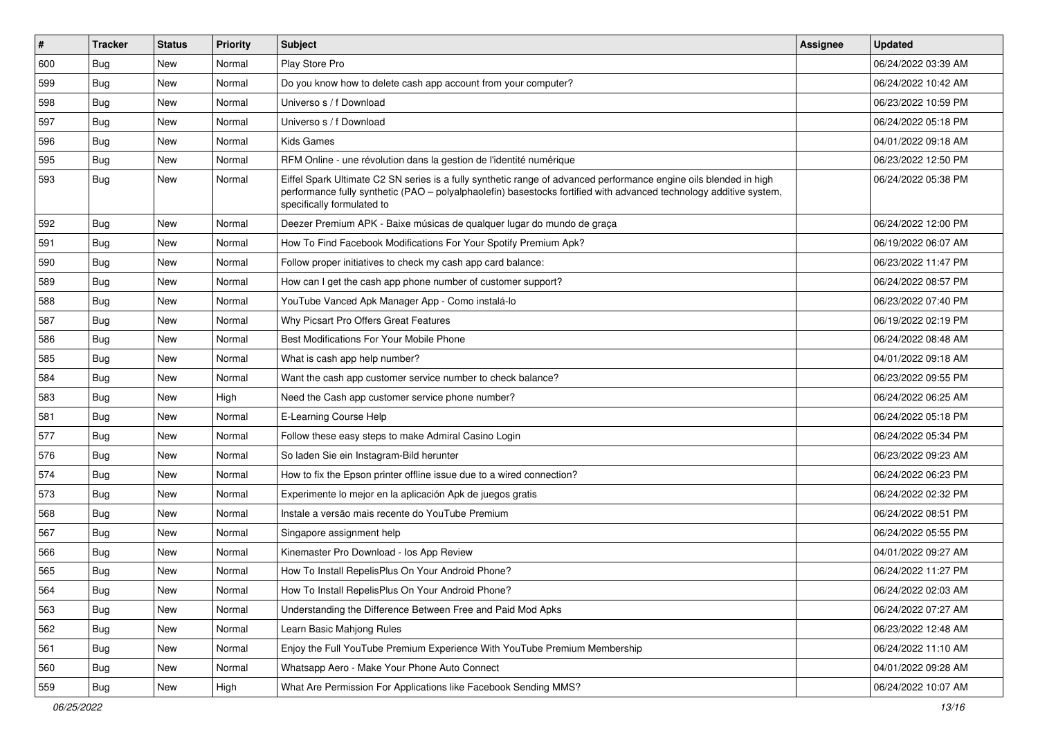| # | Tracker | Status | Priority | Subject | Assignee | Updated |
|---|---|---|---|---|---|---|
| 600 | Bug | New | Normal | Play Store Pro | | 06/24/2022 03:39 AM |
| 599 | Bug | New | Normal | Do you know how to delete cash app account from your computer? | | 06/24/2022 10:42 AM |
| 598 | Bug | New | Normal | Universo s / f Download | | 06/23/2022 10:59 PM |
| 597 | Bug | New | Normal | Universo s / f Download | | 06/24/2022 05:18 PM |
| 596 | Bug | New | Normal | Kids Games | | 04/01/2022 09:18 AM |
| 595 | Bug | New | Normal | RFM Online - une révolution dans la gestion de l'identité numérique | | 06/23/2022 12:50 PM |
| 593 | Bug | New | Normal | Eiffel Spark Ultimate C2 SN series is a fully synthetic range of advanced performance engine oils blended in high performance fully synthetic (PAO – polyalphaolefin) basestocks fortified with advanced technology additive system, specifically formulated to | | 06/24/2022 05:38 PM |
| 592 | Bug | New | Normal | Deezer Premium APK - Baixe músicas de qualquer lugar do mundo de graça | | 06/24/2022 12:00 PM |
| 591 | Bug | New | Normal | How To Find Facebook Modifications For Your Spotify Premium Apk? | | 06/19/2022 06:07 AM |
| 590 | Bug | New | Normal | Follow proper initiatives to check my cash app card balance: | | 06/23/2022 11:47 PM |
| 589 | Bug | New | Normal | How can I get the cash app phone number of customer support? | | 06/24/2022 08:57 PM |
| 588 | Bug | New | Normal | YouTube Vanced Apk Manager App - Como instalá-lo | | 06/23/2022 07:40 PM |
| 587 | Bug | New | Normal | Why Picsart Pro Offers Great Features | | 06/19/2022 02:19 PM |
| 586 | Bug | New | Normal | Best Modifications For Your Mobile Phone | | 06/24/2022 08:48 AM |
| 585 | Bug | New | Normal | What is cash app help number? | | 04/01/2022 09:18 AM |
| 584 | Bug | New | Normal | Want the cash app customer service number to check balance? | | 06/23/2022 09:55 PM |
| 583 | Bug | New | High | Need the Cash app customer service phone number? | | 06/24/2022 06:25 AM |
| 581 | Bug | New | Normal | E-Learning Course Help | | 06/24/2022 05:18 PM |
| 577 | Bug | New | Normal | Follow these easy steps to make Admiral Casino Login | | 06/24/2022 05:34 PM |
| 576 | Bug | New | Normal | So laden Sie ein Instagram-Bild herunter | | 06/23/2022 09:23 AM |
| 574 | Bug | New | Normal | How to fix the Epson printer offline issue due to a wired connection? | | 06/24/2022 06:23 PM |
| 573 | Bug | New | Normal | Experimente lo mejor en la aplicación Apk de juegos gratis | | 06/24/2022 02:32 PM |
| 568 | Bug | New | Normal | Instale a versão mais recente do YouTube Premium | | 06/24/2022 08:51 PM |
| 567 | Bug | New | Normal | Singapore assignment help | | 06/24/2022 05:55 PM |
| 566 | Bug | New | Normal | Kinemaster Pro Download - Ios App Review | | 04/01/2022 09:27 AM |
| 565 | Bug | New | Normal | How To Install RepelisPlus On Your Android Phone? | | 06/24/2022 11:27 PM |
| 564 | Bug | New | Normal | How To Install RepelisPlus On Your Android Phone? | | 06/24/2022 02:03 AM |
| 563 | Bug | New | Normal | Understanding the Difference Between Free and Paid Mod Apks | | 06/24/2022 07:27 AM |
| 562 | Bug | New | Normal | Learn Basic Mahjong Rules | | 06/23/2022 12:48 AM |
| 561 | Bug | New | Normal | Enjoy the Full YouTube Premium Experience With YouTube Premium Membership | | 06/24/2022 11:10 AM |
| 560 | Bug | New | Normal | Whatsapp Aero - Make Your Phone Auto Connect | | 04/01/2022 09:28 AM |
| 559 | Bug | New | High | What Are Permission For Applications like Facebook Sending MMS? | | 06/24/2022 10:07 AM |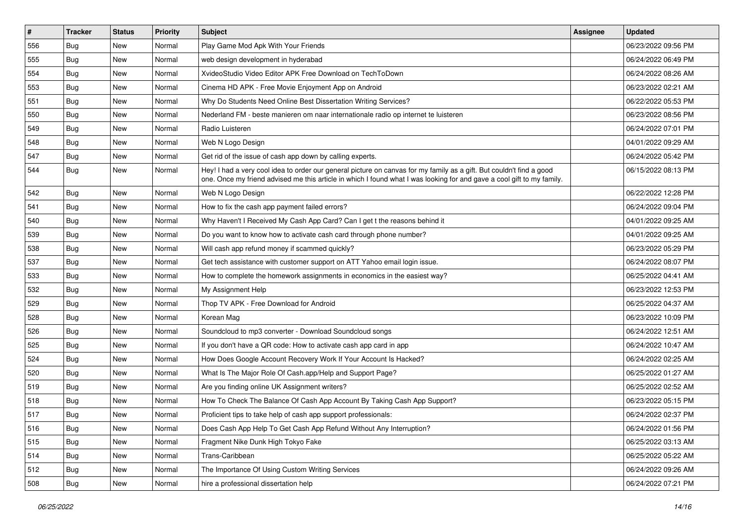| # | Tracker | Status | Priority | Subject | Assignee | Updated |
|---|---|---|---|---|---|---|
| 556 | Bug | New | Normal | Play Game Mod Apk With Your Friends | | 06/23/2022 09:56 PM |
| 555 | Bug | New | Normal | web design development in hyderabad | | 06/24/2022 06:49 PM |
| 554 | Bug | New | Normal | XvideoStudio Video Editor APK Free Download on TechToDown | | 06/24/2022 08:26 AM |
| 553 | Bug | New | Normal | Cinema HD APK - Free Movie Enjoyment App on Android | | 06/23/2022 02:21 AM |
| 551 | Bug | New | Normal | Why Do Students Need Online Best Dissertation Writing Services? | | 06/22/2022 05:53 PM |
| 550 | Bug | New | Normal | Nederland FM - beste manieren om naar internationale radio op internet te luisteren | | 06/23/2022 08:56 PM |
| 549 | Bug | New | Normal | Radio Luisteren | | 06/24/2022 07:01 PM |
| 548 | Bug | New | Normal | Web N Logo Design | | 04/01/2022 09:29 AM |
| 547 | Bug | New | Normal | Get rid of the issue of cash app down by calling experts. | | 06/24/2022 05:42 PM |
| 544 | Bug | New | Normal | Hey! I had a very cool idea to order our general picture on canvas for my family as a gift. But couldn't find a good one. Once my friend advised me this article in which I found what I was looking for and gave a cool gift to my family. | | 06/15/2022 08:13 PM |
| 542 | Bug | New | Normal | Web N Logo Design | | 06/22/2022 12:28 PM |
| 541 | Bug | New | Normal | How to fix the cash app payment failed errors? | | 06/24/2022 09:04 PM |
| 540 | Bug | New | Normal | Why Haven't I Received My Cash App Card? Can I get t the reasons behind it | | 04/01/2022 09:25 AM |
| 539 | Bug | New | Normal | Do you want to know how to activate cash card through phone number? | | 04/01/2022 09:25 AM |
| 538 | Bug | New | Normal | Will cash app refund money if scammed quickly? | | 06/23/2022 05:29 PM |
| 537 | Bug | New | Normal | Get tech assistance with customer support on ATT Yahoo email login issue. | | 06/24/2022 08:07 PM |
| 533 | Bug | New | Normal | How to complete the homework assignments in economics in the easiest way? | | 06/25/2022 04:41 AM |
| 532 | Bug | New | Normal | My Assignment Help | | 06/23/2022 12:53 PM |
| 529 | Bug | New | Normal | Thop TV APK - Free Download for Android | | 06/25/2022 04:37 AM |
| 528 | Bug | New | Normal | Korean Mag | | 06/23/2022 10:09 PM |
| 526 | Bug | New | Normal | Soundcloud to mp3 converter - Download Soundcloud songs | | 06/24/2022 12:51 AM |
| 525 | Bug | New | Normal | If you don't have a QR code: How to activate cash app card in app | | 06/24/2022 10:47 AM |
| 524 | Bug | New | Normal | How Does Google Account Recovery Work If Your Account Is Hacked? | | 06/24/2022 02:25 AM |
| 520 | Bug | New | Normal | What Is The Major Role Of Cash.app/Help and Support Page? | | 06/25/2022 01:27 AM |
| 519 | Bug | New | Normal | Are you finding online UK Assignment writers? | | 06/25/2022 02:52 AM |
| 518 | Bug | New | Normal | How To Check The Balance Of Cash App Account By Taking Cash App Support? | | 06/23/2022 05:15 PM |
| 517 | Bug | New | Normal | Proficient tips to take help of cash app support professionals: | | 06/24/2022 02:37 PM |
| 516 | Bug | New | Normal | Does Cash App Help To Get Cash App Refund Without Any Interruption? | | 06/24/2022 01:56 PM |
| 515 | Bug | New | Normal | Fragment Nike Dunk High Tokyo Fake | | 06/25/2022 03:13 AM |
| 514 | Bug | New | Normal | Trans-Caribbean | | 06/25/2022 05:22 AM |
| 512 | Bug | New | Normal | The Importance Of Using Custom Writing Services | | 06/24/2022 09:26 AM |
| 508 | Bug | New | Normal | hire a professional dissertation help | | 06/24/2022 07:21 PM |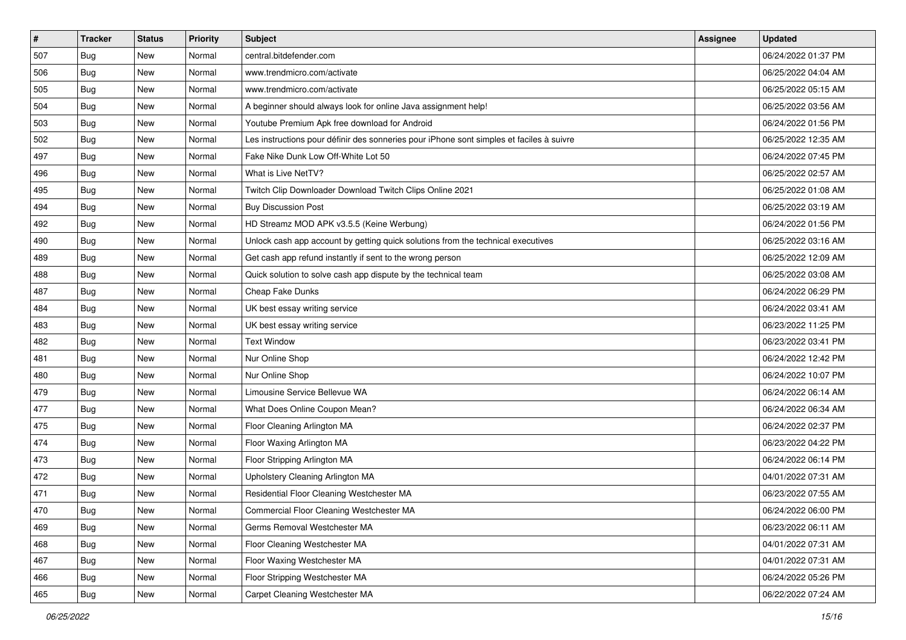| # | Tracker | Status | Priority | Subject | Assignee | Updated |
|---|---|---|---|---|---|---|
| 507 | Bug | New | Normal | central.bitdefender.com | | 06/24/2022 01:37 PM |
| 506 | Bug | New | Normal | www.trendmicro.com/activate | | 06/25/2022 04:04 AM |
| 505 | Bug | New | Normal | www.trendmicro.com/activate | | 06/25/2022 05:15 AM |
| 504 | Bug | New | Normal | A beginner should always look for online Java assignment help! | | 06/25/2022 03:56 AM |
| 503 | Bug | New | Normal | Youtube Premium Apk free download for Android | | 06/24/2022 01:56 PM |
| 502 | Bug | New | Normal | Les instructions pour définir des sonneries pour iPhone sont simples et faciles à suivre | | 06/25/2022 12:35 AM |
| 497 | Bug | New | Normal | Fake Nike Dunk Low Off-White Lot 50 | | 06/24/2022 07:45 PM |
| 496 | Bug | New | Normal | What is Live NetTV? | | 06/25/2022 02:57 AM |
| 495 | Bug | New | Normal | Twitch Clip Downloader Download Twitch Clips Online 2021 | | 06/25/2022 01:08 AM |
| 494 | Bug | New | Normal | Buy Discussion Post | | 06/25/2022 03:19 AM |
| 492 | Bug | New | Normal | HD Streamz MOD APK v3.5.5 (Keine Werbung) | | 06/24/2022 01:56 PM |
| 490 | Bug | New | Normal | Unlock cash app account by getting quick solutions from the technical executives | | 06/25/2022 03:16 AM |
| 489 | Bug | New | Normal | Get cash app refund instantly if sent to the wrong person | | 06/25/2022 12:09 AM |
| 488 | Bug | New | Normal | Quick solution to solve cash app dispute by the technical team | | 06/25/2022 03:08 AM |
| 487 | Bug | New | Normal | Cheap Fake Dunks | | 06/24/2022 06:29 PM |
| 484 | Bug | New | Normal | UK best essay writing service | | 06/24/2022 03:41 AM |
| 483 | Bug | New | Normal | UK best essay writing service | | 06/23/2022 11:25 PM |
| 482 | Bug | New | Normal | Text Window | | 06/23/2022 03:41 PM |
| 481 | Bug | New | Normal | Nur Online Shop | | 06/24/2022 12:42 PM |
| 480 | Bug | New | Normal | Nur Online Shop | | 06/24/2022 10:07 PM |
| 479 | Bug | New | Normal | Limousine Service Bellevue WA | | 06/24/2022 06:14 AM |
| 477 | Bug | New | Normal | What Does Online Coupon Mean? | | 06/24/2022 06:34 AM |
| 475 | Bug | New | Normal | Floor Cleaning Arlington MA | | 06/24/2022 02:37 PM |
| 474 | Bug | New | Normal | Floor Waxing Arlington MA | | 06/23/2022 04:22 PM |
| 473 | Bug | New | Normal | Floor Stripping Arlington MA | | 06/24/2022 06:14 PM |
| 472 | Bug | New | Normal | Upholstery Cleaning Arlington MA | | 04/01/2022 07:31 AM |
| 471 | Bug | New | Normal | Residential Floor Cleaning Westchester MA | | 06/23/2022 07:55 AM |
| 470 | Bug | New | Normal | Commercial Floor Cleaning Westchester MA | | 06/24/2022 06:00 PM |
| 469 | Bug | New | Normal | Germs Removal Westchester MA | | 06/23/2022 06:11 AM |
| 468 | Bug | New | Normal | Floor Cleaning Westchester MA | | 04/01/2022 07:31 AM |
| 467 | Bug | New | Normal | Floor Waxing Westchester MA | | 04/01/2022 07:31 AM |
| 466 | Bug | New | Normal | Floor Stripping Westchester MA | | 06/24/2022 05:26 PM |
| 465 | Bug | New | Normal | Carpet Cleaning Westchester MA | | 06/22/2022 07:24 AM |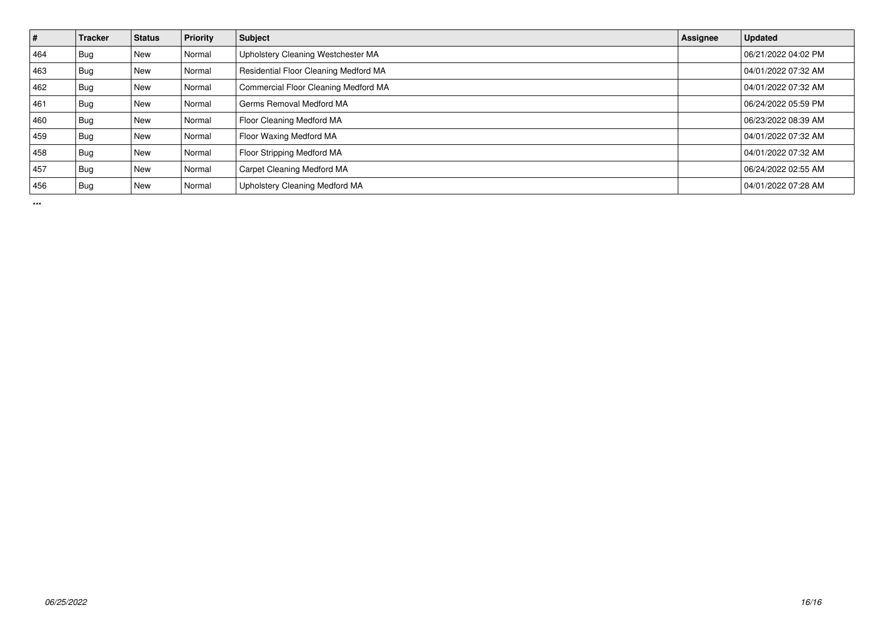| # | Tracker | Status | Priority | Subject | Assignee | Updated |
|---|---|---|---|---|---|---|
| 464 | Bug | New | Normal | Upholstery Cleaning Westchester MA | | 06/21/2022 04:02 PM |
| 463 | Bug | New | Normal | Residential Floor Cleaning Medford MA | | 04/01/2022 07:32 AM |
| 462 | Bug | New | Normal | Commercial Floor Cleaning Medford MA | | 04/01/2022 07:32 AM |
| 461 | Bug | New | Normal | Germs Removal Medford MA | | 06/24/2022 05:59 PM |
| 460 | Bug | New | Normal | Floor Cleaning Medford MA | | 06/23/2022 08:39 AM |
| 459 | Bug | New | Normal | Floor Waxing Medford MA | | 04/01/2022 07:32 AM |
| 458 | Bug | New | Normal | Floor Stripping Medford MA | | 04/01/2022 07:32 AM |
| 457 | Bug | New | Normal | Carpet Cleaning Medford MA | | 06/24/2022 02:55 AM |
| 456 | Bug | New | Normal | Upholstery Cleaning Medford MA | | 04/01/2022 07:28 AM |

...